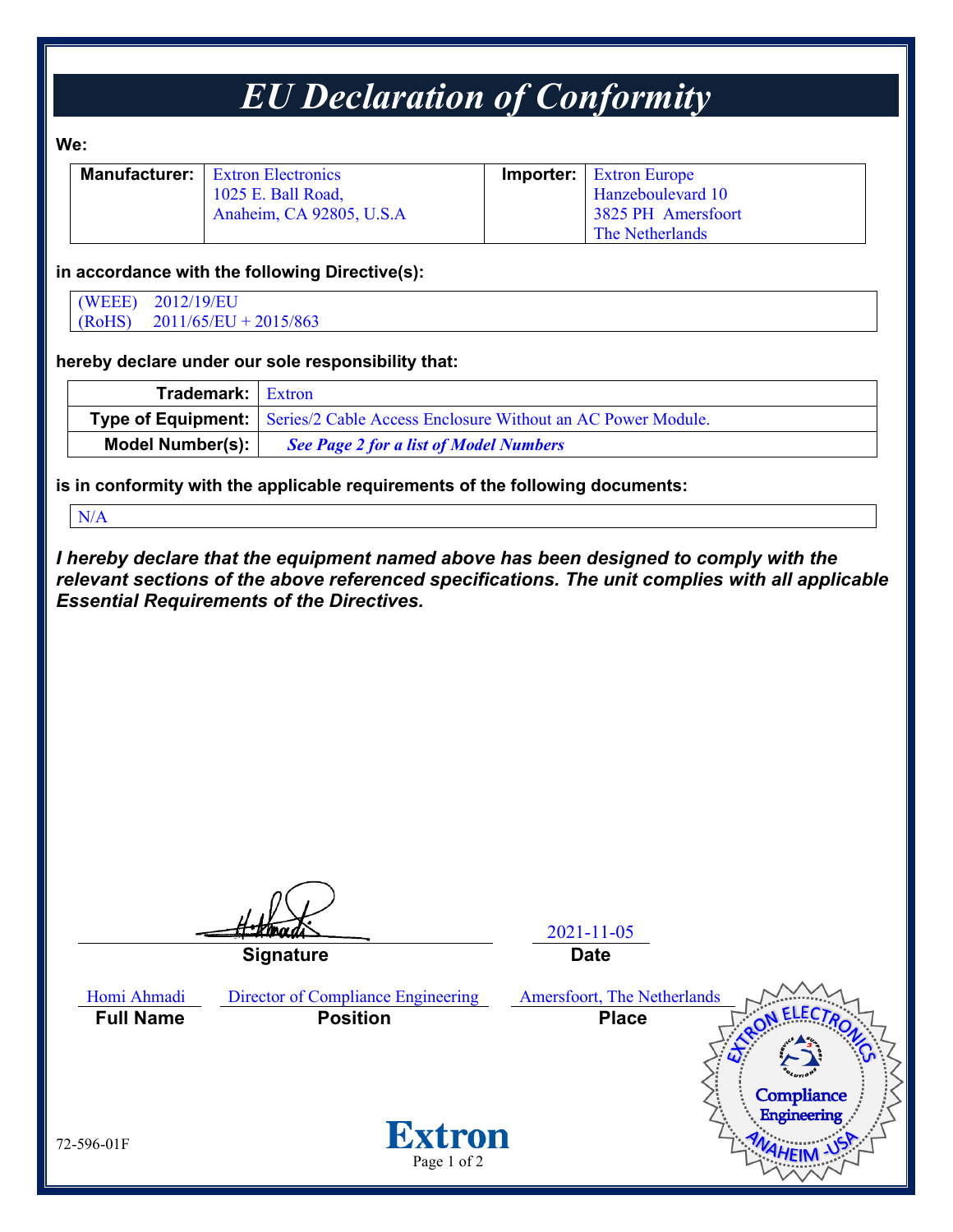# EU Declaration of Conformity

**We:**

| **Manufacturer:** | Extron Electronics<br>1025 E. Ball Road,<br>Anaheim, CA 92805, U.S.A | **Importer:** | Extron Europe<br>Hanzeboulevard 10<br>3825 PH Amersfoort<br>The Netherlands |
|---|---|---|---|

**in accordance with the following Directive(s):**

(WEEE) 2012/19/EU
(RoHS) 2011/65/EU + 2015/863

**hereby declare under our sole responsibility that:**

| | |
|---|---|
| **Trademark:** | Extron |
| **Type of Equipment:** | Series/2 Cable Access Enclosure Without an AC Power Module. |
| **Model Number(s):** | ***See Page 2 for a list of Model Numbers*** |

**is in conformity with the applicable requirements of the following documents:**

N/A

***I hereby declare that the equipment named above has been designed to comply with the relevant sections of the above referenced specifications. The unit complies with all applicable Essential Requirements of the Directives.***

| | |
|---|---|
| H. Ahmadi | 2021-11-05 |
| **Signature** | **Date** |

| | | |
|---|---|---|
| Homi Ahmadi | Director of Compliance Engineering | Amersfoort, The Netherlands |
| **Full Name** | **Position** | **Place** |

EXTRON ELECTRONICS Compliance Engineering ANAHEIM - USA

72-596-01F

Extron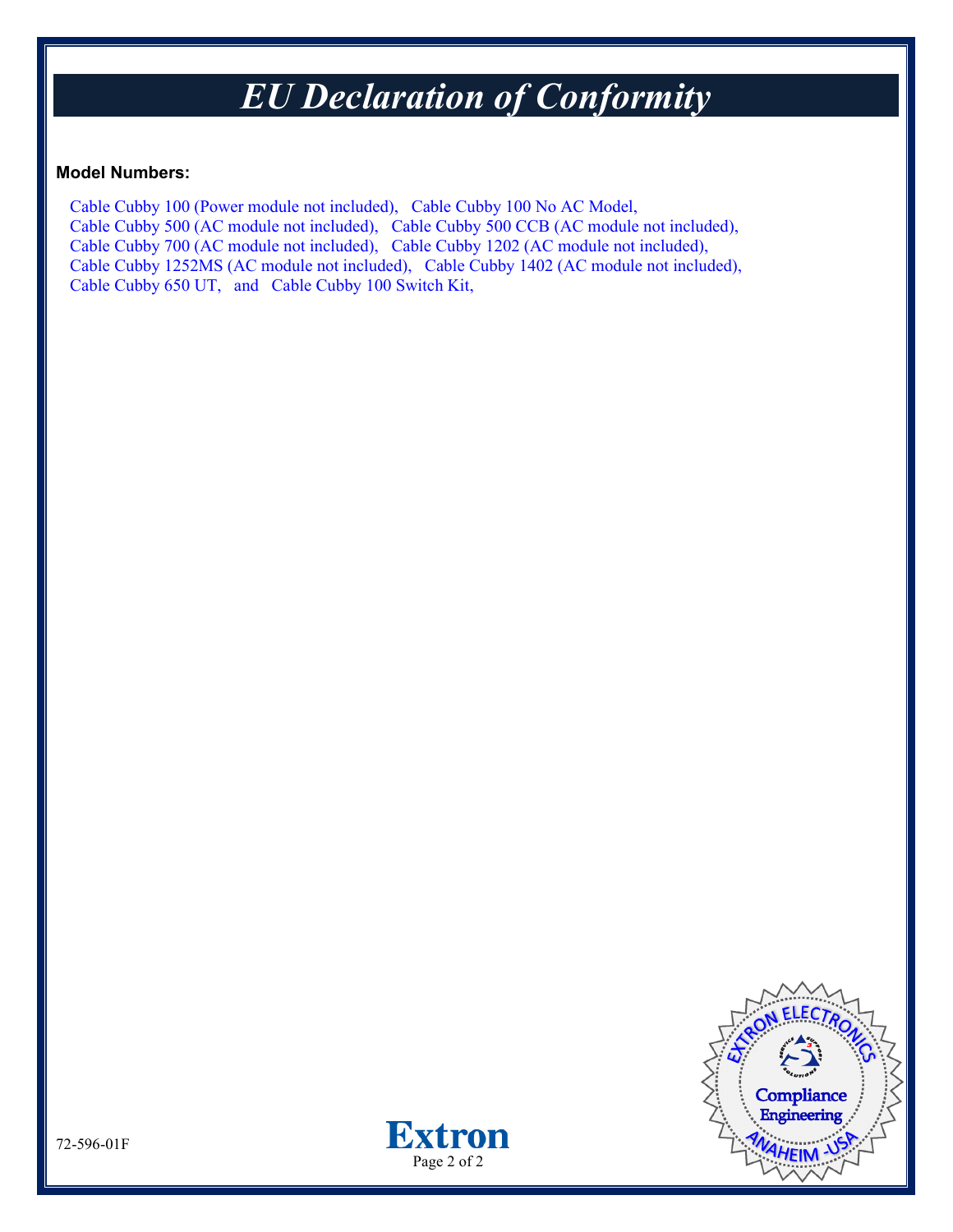# EU Declaration of Conformity

**Model Numbers:**

Cable Cubby 100 (Power module not included),   Cable Cubby 100 No AC Model,
Cable Cubby 500 (AC module not included),   Cable Cubby 500 CCB (AC module not included),
Cable Cubby 700 (AC module not included),   Cable Cubby 1202 (AC module not included),
Cable Cubby 1252MS (AC module not included),   Cable Cubby 1402 (AC module not included),
Cable Cubby 650 UT,   and   Cable Cubby 100 Switch Kit,

72-596-01F

Extron

EXTRON ELECTRONICS
Compliance Engineering
ANAHEIM -USA